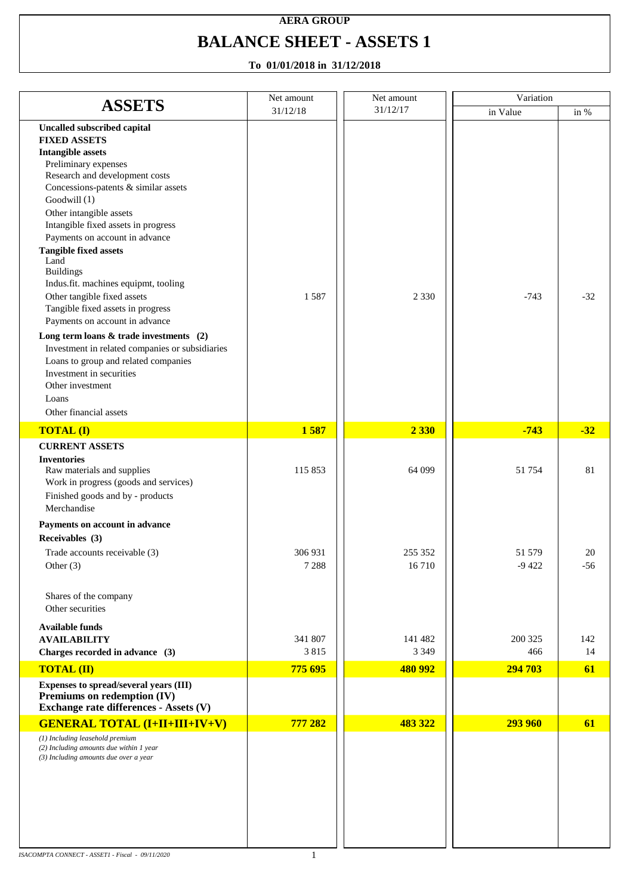**AERA GROUP**

# BALANCE SHEET - ASSETS 1

**To 01/01/2018 in 31/12/2018**

| ASSETS | Net amount 31/12/18 | Net amount 31/12/17 | Variation | |
|---|---|---|---|---|
| | | | in Value | in % |
| **Uncalled subscribed capital** | | | | |
| **FIXED ASSETS** | | | | |
| **Intangible assets** | | | | |
| Preliminary expenses | | | | |
| Research and development costs | | | | |
| Concessions-patents & similar assets | | | | |
| Goodwill (1) | | | | |
| Other intangible assets | | | | |
| Intangible fixed assets in progress | | | | |
| Payments on account in advance | | | | |
| **Tangible fixed assets** | | | | |
| Land | | | | |
| Buildings | | | | |
| Indus.fit. machines equipmt, tooling | | | | |
| Other tangible fixed assets | 1 587 | 2 330 | -743 | -32 |
| Tangible fixed assets in progress | | | | |
| Payments on account in advance | | | | |
| **Long term loans & trade investments (2)** | | | | |
| Investment in related companies or subsidiaries | | | | |
| Loans to group and related companies | | | | |
| Investment in securities | | | | |
| Other investment | | | | |
| Loans | | | | |
| Other financial assets | | | | |
| **TOTAL (I)** | **1 587** | **2 330** | **-743** | **-32** |
| **CURRENT ASSETS** | | | | |
| **Inventories** | | | | |
| Raw materials and supplies | 115 853 | 64 099 | 51 754 | 81 |
| Work in progress (goods and services) | | | | |
| Finished goods and by - products | | | | |
| Merchandise | | | | |
| **Payments on account in advance** | | | | |
| **Receivables (3)** | | | | |
| Trade accounts receivable (3) | 306 931 | 255 352 | 51 579 | 20 |
| Other (3) | 7 288 | 16 710 | -9 422 | -56 |
| Shares of the company | | | | |
| Other securities | | | | |
| **Available funds** | | | | |
| **AVAILABILITY** | 341 807 | 141 482 | 200 325 | 142 |
| **Charges recorded in advance (3)** | 3 815 | 3 349 | 466 | 14 |
| **TOTAL (II)** | **775 695** | **480 992** | **294 703** | **61** |
| **Expenses to spread/several years (III)** | | | | |
| **Premiums on redemption (IV)** | | | | |
| **Exchange rate differences - Assets (V)** | | | | |
| **GENERAL TOTAL (I+II+III+IV+V)** | **777 282** | **483 322** | **293 960** | **61** |

*(1) Including leasehold premium*
*(2) Including amounts due within 1 year*
*(3) Including amounts due over a year*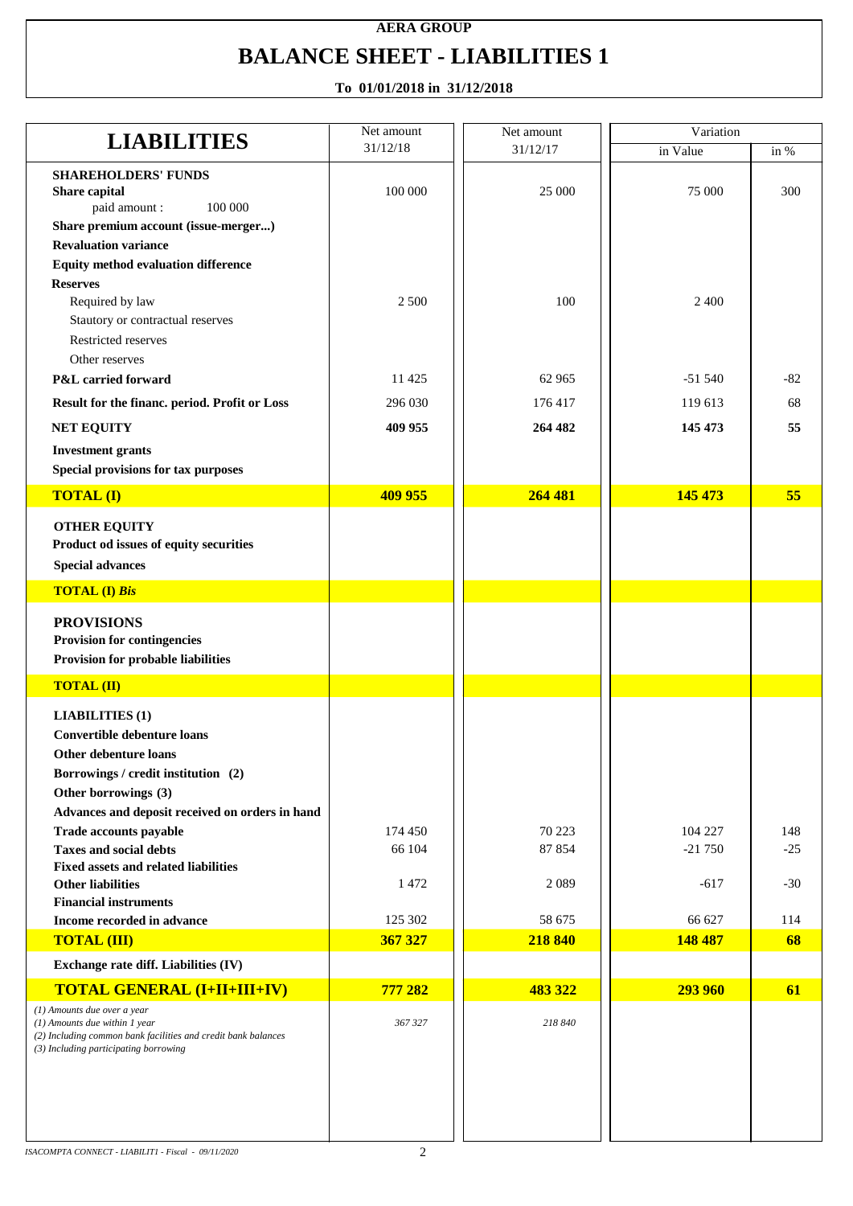**AERA GROUP**

# BALANCE SHEET - LIABILITIES 1

**To 01/01/2018 in 31/12/2018**

| LIABILITIES | Net amount 31/12/18 | Net amount 31/12/17 | Variation in Value | Variation in % |
|---|---|---|---|---|
| **SHAREHOLDERS' FUNDS** | | | | |
| **Share capital** | 100 000 | 25 000 | 75 000 | 300 |
| paid amount : 100 000 | | | | |
| **Share premium account (issue-merger...)** | | | | |
| **Revaluation variance** | | | | |
| **Equity method evaluation difference** | | | | |
| **Reserves** | | | | |
| Required by law | 2 500 | 100 | 2 400 | |
| Stautory or contractual reserves | | | | |
| Restricted reserves | | | | |
| Other reserves | | | | |
| **P&L carried forward** | 11 425 | 62 965 | -51 540 | -82 |
| **Result for the financ. period. Profit or Loss** | 296 030 | 176 417 | 119 613 | 68 |
| **NET EQUITY** | **409 955** | **264 482** | **145 473** | **55** |
| **Investment grants** | | | | |
| **Special provisions for tax purposes** | | | | |
| **TOTAL (I)** | **409 955** | **264 481** | **145 473** | **55** |
| **OTHER EQUITY** | | | | |
| **Product od issues of equity securities** | | | | |
| **Special advances** | | | | |
| **TOTAL (I) *Bis*** | | | | |
| **PROVISIONS** | | | | |
| **Provision for contingencies** | | | | |
| **Provision for probable liabilities** | | | | |
| **TOTAL (II)** | | | | |
| **LIABILITIES (1)** | | | | |
| **Convertible debenture loans** | | | | |
| **Other debenture loans** | | | | |
| **Borrowings / credit institution (2)** | | | | |
| **Other borrowings (3)** | | | | |
| **Advances and deposit received on orders in hand** | | | | |
| **Trade accounts payable** | 174 450 | 70 223 | 104 227 | 148 |
| **Taxes and social debts** | 66 104 | 87 854 | -21 750 | -25 |
| **Fixed assets and related liabilities** | | | | |
| **Other liabilities** | 1 472 | 2 089 | -617 | -30 |
| **Financial instruments** | | | | |
| **Income recorded in advance** | 125 302 | 58 675 | 66 627 | 114 |
| **TOTAL (III)** | **367 327** | **218 840** | **148 487** | **68** |
| **Exchange rate diff. Liabilities (IV)** | | | | |
| **TOTAL GENERAL (I+II+III+IV)** | **777 282** | **483 322** | **293 960** | **61** |
| *(1) Amounts due over a year* | | | | |
| *(1) Amounts due within 1 year* | *367 327* | *218 840* | | |
| *(2) Including common bank facilities and credit bank balances* | | | | |
| *(3) Including participating borrowing* | | | | |

*ISACOMPTA CONNECT - LIABILIT1 - Fiscal - 09/11/2020*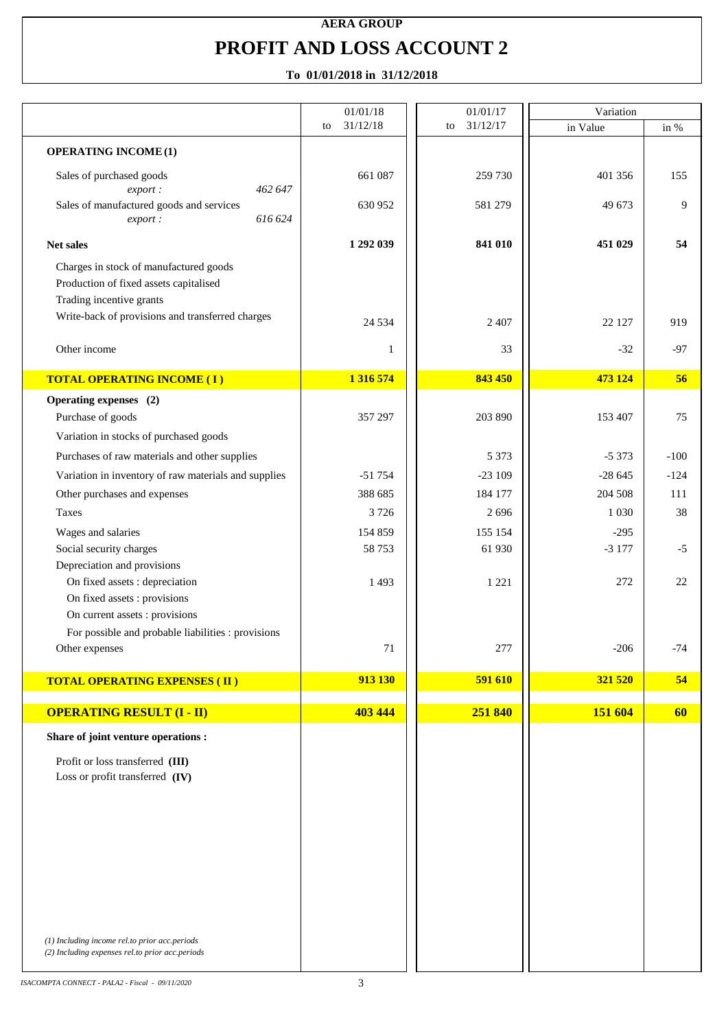**AERA GROUP**

# PROFIT AND LOSS ACCOUNT 2

**To 01/01/2018 in 31/12/2018**

| | 01/01/18 to 31/12/18 | 01/01/17 to 31/12/17 | Variation in Value | Variation in % |
|---|---|---|---|---|
| **OPERATING INCOME (1)** | | | | |
| Sales of purchased goods — *export :* 462 647 | 661 087 | 259 730 | 401 356 | 155 |
| Sales of manufactured goods and services — *export :* 616 624 | 630 952 | 581 279 | 49 673 | 9 |
| **Net sales** | **1 292 039** | **841 010** | **451 029** | **54** |
| Charges in stock of manufactured goods | | | | |
| Production of fixed assets capitalised | | | | |
| Trading incentive grants | | | | |
| Write-back of provisions and transferred charges | 24 534 | 2 407 | 22 127 | 919 |
| Other income | 1 | 33 | -32 | -97 |
| **TOTAL OPERATING INCOME ( I )** | **1 316 574** | **843 450** | **473 124** | **56** |
| **Operating expenses (2)** | | | | |
| Purchase of goods | 357 297 | 203 890 | 153 407 | 75 |
| Variation in stocks of purchased goods | | | | |
| Purchases of raw materials and other supplies | | 5 373 | -5 373 | -100 |
| Variation in inventory of raw materials and supplies | -51 754 | -23 109 | -28 645 | -124 |
| Other purchases and expenses | 388 685 | 184 177 | 204 508 | 111 |
| Taxes | 3 726 | 2 696 | 1 030 | 38 |
| Wages and salaries | 154 859 | 155 154 | -295 | |
| Social security charges | 58 753 | 61 930 | -3 177 | -5 |
| Depreciation and provisions | | | | |
| On fixed assets : depreciation | 1 493 | 1 221 | 272 | 22 |
| On fixed assets : provisions | | | | |
| On current assets : provisions | | | | |
| For possible and probable liabilities : provisions | | | | |
| Other expenses | 71 | 277 | -206 | -74 |
| **TOTAL OPERATING EXPENSES ( II )** | **913 130** | **591 610** | **321 520** | **54** |
| **OPERATING RESULT (I - II)** | **403 444** | **251 840** | **151 604** | **60** |
| **Share of joint venture operations :** | | | | |
| Profit or loss transferred **(III)** | | | | |
| Loss or profit transferred **(IV)** | | | | |

*(1) Including income rel.to prior acc.periods*
*(2) Including expenses rel.to prior acc.periods*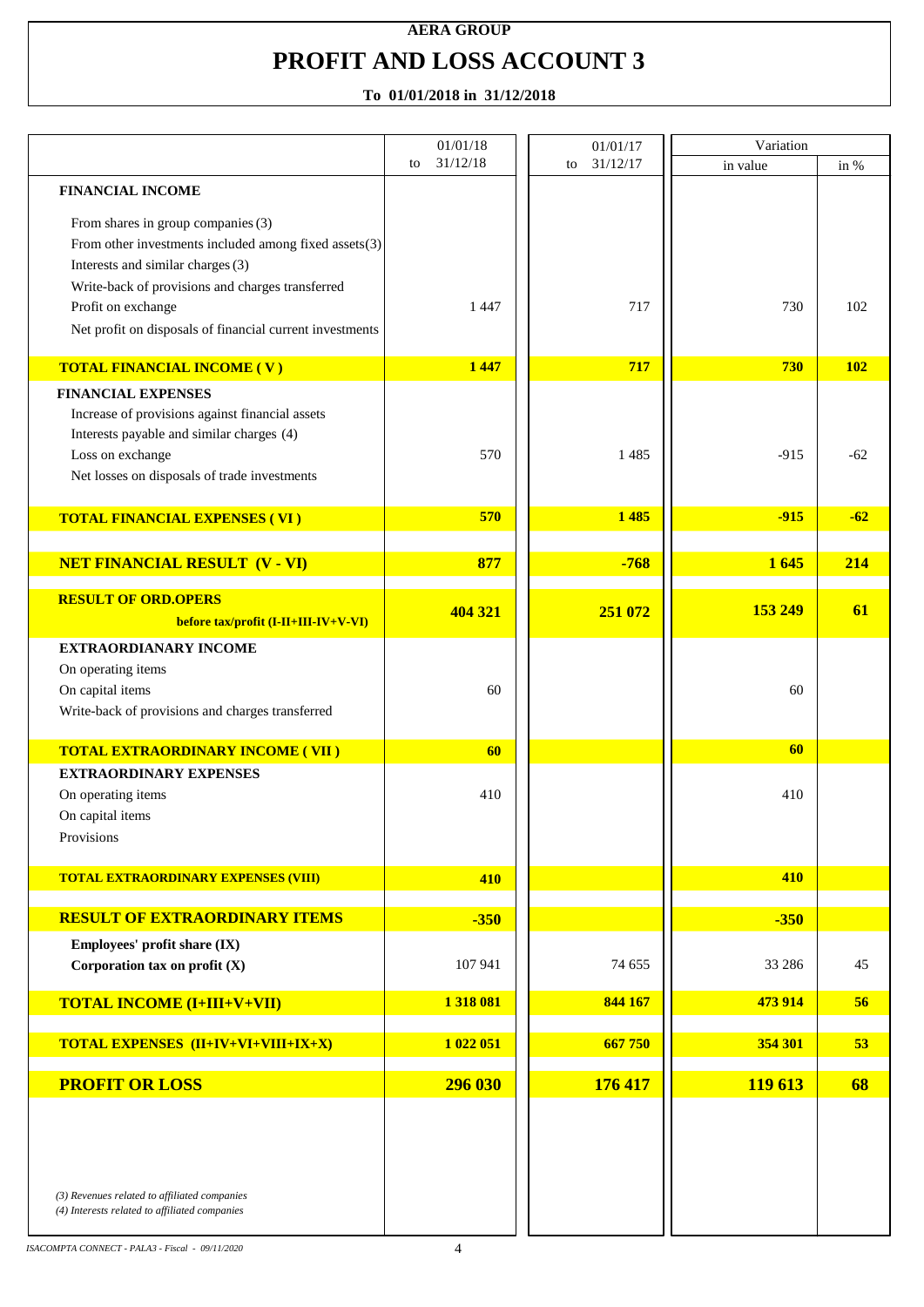AERA GROUP

# PROFIT AND LOSS ACCOUNT 3

**To 01/01/2018 in 31/12/2018**

| | 01/01/18 to 31/12/18 | 01/01/17 to 31/12/17 | Variation in value | Variation in % |
|---|---|---|---|---|
| **FINANCIAL INCOME** | | | | |
| From shares in group companies (3) | | | | |
| From other investments included among fixed assets(3) | | | | |
| Interests and similar charges (3) | | | | |
| Write-back of provisions and charges transferred | | | | |
| Profit on exchange | 1 447 | 717 | 730 | 102 |
| Net profit on disposals of financial current investments | | | | |
| **TOTAL FINANCIAL INCOME ( V )** | **1 447** | **717** | **730** | **102** |
| **FINANCIAL EXPENSES** | | | | |
| Increase of provisions against financial assets | | | | |
| Interests payable and similar charges (4) | | | | |
| Loss on exchange | 570 | 1 485 | -915 | -62 |
| Net losses on disposals of trade investments | | | | |
| **TOTAL FINANCIAL EXPENSES ( VI )** | **570** | **1 485** | **-915** | **-62** |
| **NET FINANCIAL RESULT (V - VI)** | **877** | **-768** | **1 645** | **214** |
| **RESULT OF ORD.OPERS before tax/profit (I-II+III-IV+V-VI)** | **404 321** | **251 072** | **153 249** | **61** |
| **EXTRAORDIANARY INCOME** | | | | |
| On operating items | | | | |
| On capital items | 60 | | 60 | |
| Write-back of provisions and charges transferred | | | | |
| **TOTAL EXTRAORDINARY INCOME ( VII )** | **60** | | **60** | |
| **EXTRAORDINARY EXPENSES** | | | | |
| On operating items | 410 | | 410 | |
| On capital items | | | | |
| Provisions | | | | |
| **TOTAL EXTRAORDINARY EXPENSES (VIII)** | **410** | | **410** | |
| **RESULT OF EXTRAORDINARY ITEMS** | **-350** | | **-350** | |
| **Employees' profit share (IX)** | | | | |
| **Corporation tax on profit (X)** | 107 941 | 74 655 | 33 286 | 45 |
| **TOTAL INCOME (I+III+V+VII)** | **1 318 081** | **844 167** | **473 914** | **56** |
| **TOTAL EXPENSES (II+IV+VI+VIII+IX+X)** | **1 022 051** | **667 750** | **354 301** | **53** |
| **PROFIT OR LOSS** | **296 030** | **176 417** | **119 613** | **68** |

*(3) Revenues related to affiliated companies*
*(4) Interests related to affiliated companies*

*ISACOMPTA CONNECT - PALA3 - Fiscal - 09/11/2020*